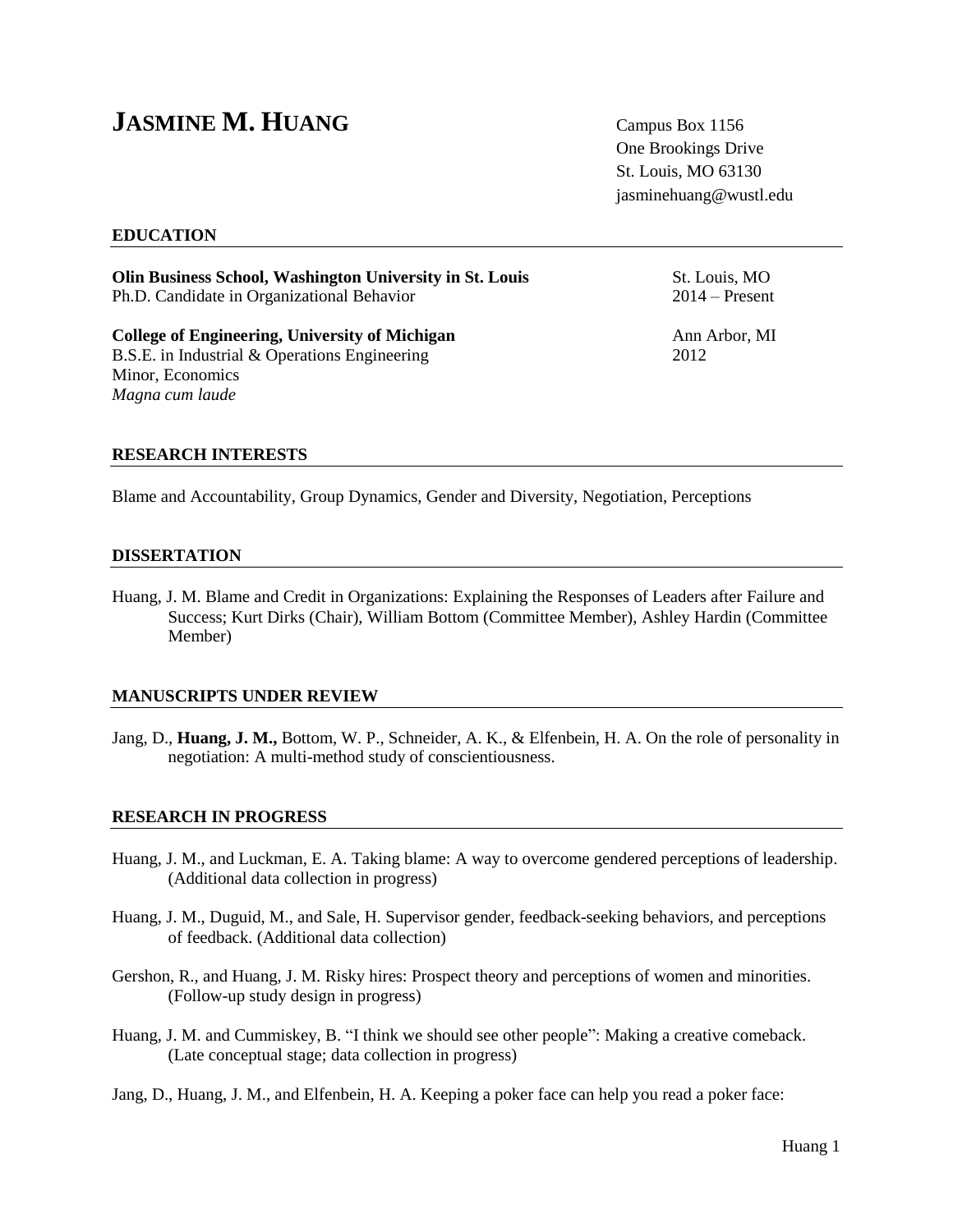# JASMINE M. HUANG

Campus Box 1156
One Brookings Drive
St. Louis, MO 63130
jasminehuang@wustl.edu

## EDUCATION

**Olin Business School, Washington University in St. Louis** — St. Louis, MO
Ph.D. Candidate in Organizational Behavior — 2014 – Present

**College of Engineering, University of Michigan** — Ann Arbor, MI
B.S.E. in Industrial & Operations Engineering — 2012
Minor, Economics
*Magna cum laude*

## RESEARCH INTERESTS

Blame and Accountability, Group Dynamics, Gender and Diversity, Negotiation, Perceptions

## DISSERTATION

Huang, J. M. Blame and Credit in Organizations: Explaining the Responses of Leaders after Failure and Success; Kurt Dirks (Chair), William Bottom (Committee Member), Ashley Hardin (Committee Member)

## MANUSCRIPTS UNDER REVIEW

Jang, D., **Huang, J. M.,** Bottom, W. P., Schneider, A. K., & Elfenbein, H. A. On the role of personality in negotiation: A multi-method study of conscientiousness.

## RESEARCH IN PROGRESS

Huang, J. M., and Luckman, E. A. Taking blame: A way to overcome gendered perceptions of leadership. (Additional data collection in progress)

Huang, J. M., Duguid, M., and Sale, H. Supervisor gender, feedback-seeking behaviors, and perceptions of feedback. (Additional data collection)

Gershon, R., and Huang, J. M. Risky hires: Prospect theory and perceptions of women and minorities. (Follow-up study design in progress)

Huang, J. M. and Cummiskey, B. "I think we should see other people": Making a creative comeback. (Late conceptual stage; data collection in progress)

Jang, D., Huang, J. M., and Elfenbein, H. A. Keeping a poker face can help you read a poker face: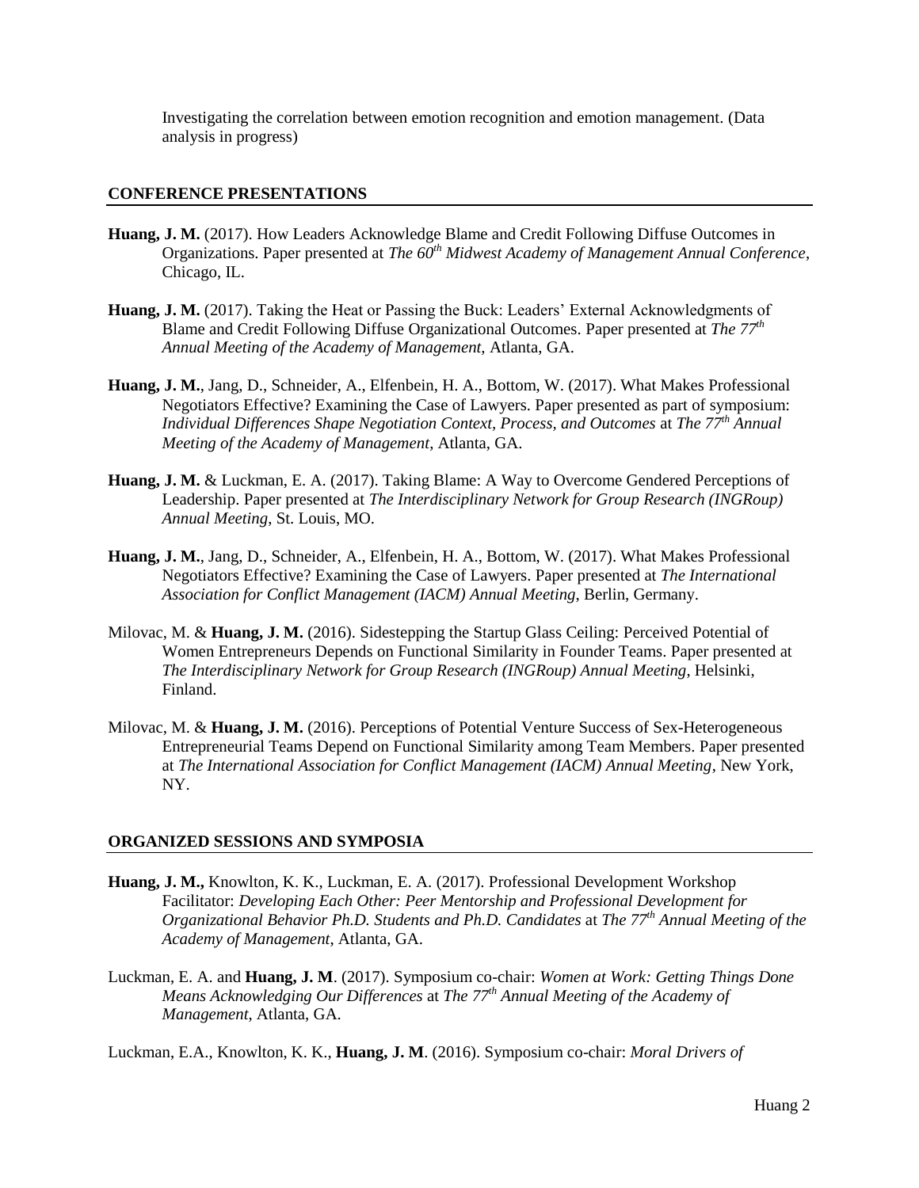Investigating the correlation between emotion recognition and emotion management. (Data analysis in progress)

## CONFERENCE PRESENTATIONS

**Huang, J. M.** (2017). How Leaders Acknowledge Blame and Credit Following Diffuse Outcomes in Organizations. Paper presented at *The 60th Midwest Academy of Management Annual Conference*, Chicago, IL.

**Huang, J. M.** (2017). Taking the Heat or Passing the Buck: Leaders' External Acknowledgments of Blame and Credit Following Diffuse Organizational Outcomes. Paper presented at *The 77th Annual Meeting of the Academy of Management,* Atlanta, GA.

**Huang, J. M.**, Jang, D., Schneider, A., Elfenbein, H. A., Bottom, W. (2017). What Makes Professional Negotiators Effective? Examining the Case of Lawyers. Paper presented as part of symposium: *Individual Differences Shape Negotiation Context, Process, and Outcomes* at *The 77th Annual Meeting of the Academy of Management*, Atlanta, GA.

**Huang, J. M.** & Luckman, E. A. (2017). Taking Blame: A Way to Overcome Gendered Perceptions of Leadership. Paper presented at *The Interdisciplinary Network for Group Research (INGRoup) Annual Meeting*, St. Louis, MO.

**Huang, J. M.**, Jang, D., Schneider, A., Elfenbein, H. A., Bottom, W. (2017). What Makes Professional Negotiators Effective? Examining the Case of Lawyers. Paper presented at *The International Association for Conflict Management (IACM) Annual Meeting*, Berlin, Germany.

Milovac, M. & **Huang, J. M.** (2016). Sidestepping the Startup Glass Ceiling: Perceived Potential of Women Entrepreneurs Depends on Functional Similarity in Founder Teams. Paper presented at *The Interdisciplinary Network for Group Research (INGRoup) Annual Meeting*, Helsinki, Finland.

Milovac, M. & **Huang, J. M.** (2016). Perceptions of Potential Venture Success of Sex-Heterogeneous Entrepreneurial Teams Depend on Functional Similarity among Team Members. Paper presented at *The International Association for Conflict Management (IACM) Annual Meeting*, New York, NY.

## ORGANIZED SESSIONS AND SYMPOSIA

**Huang, J. M.,** Knowlton, K. K., Luckman, E. A. (2017). Professional Development Workshop Facilitator: *Developing Each Other: Peer Mentorship and Professional Development for Organizational Behavior Ph.D. Students and Ph.D. Candidates* at *The 77th Annual Meeting of the Academy of Management*, Atlanta, GA.

Luckman, E. A. and **Huang, J. M**. (2017). Symposium co-chair: *Women at Work: Getting Things Done Means Acknowledging Our Differences* at *The 77th Annual Meeting of the Academy of Management*, Atlanta, GA.

Luckman, E.A., Knowlton, K. K., **Huang, J. M**. (2016). Symposium co-chair: *Moral Drivers of*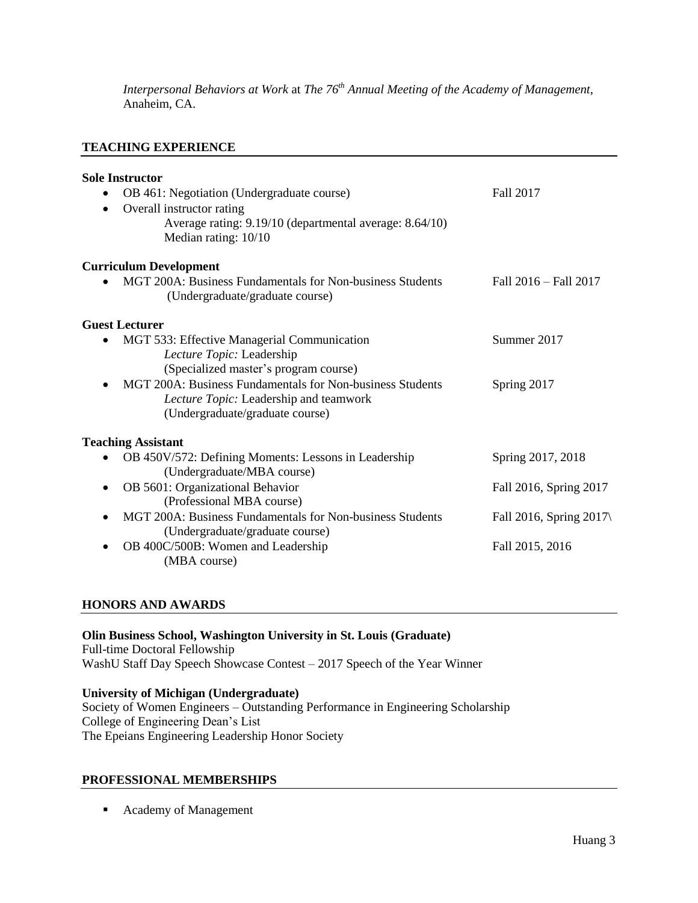*Interpersonal Behaviors at Work* at *The 76th Annual Meeting of the Academy of Management*, Anaheim, CA.

## TEACHING EXPERIENCE

**Sole Instructor**

- OB 461: Negotiation (Undergraduate course) — Fall 2017
- Overall instructor rating
  - Average rating: 9.19/10 (departmental average: 8.64/10)
  - Median rating: 10/10

**Curriculum Development**

- MGT 200A: Business Fundamentals for Non-business Students (Undergraduate/graduate course) — Fall 2016 – Fall 2017

**Guest Lecturer**

- MGT 533: Effective Managerial Communication — Summer 2017
  - *Lecture Topic:* Leadership
  - (Specialized master's program course)
- MGT 200A: Business Fundamentals for Non-business Students — Spring 2017
  - *Lecture Topic:* Leadership and teamwork
  - (Undergraduate/graduate course)

**Teaching Assistant**

- OB 450V/572: Defining Moments: Lessons in Leadership (Undergraduate/MBA course) — Spring 2017, 2018
- OB 5601: Organizational Behavior (Professional MBA course) — Fall 2016, Spring 2017
- MGT 200A: Business Fundamentals for Non-business Students (Undergraduate/graduate course) — Fall 2016, Spring 2017\
- OB 400C/500B: Women and Leadership (MBA course) — Fall 2015, 2016

## HONORS AND AWARDS

**Olin Business School, Washington University in St. Louis (Graduate)**
Full-time Doctoral Fellowship
WashU Staff Day Speech Showcase Contest – 2017 Speech of the Year Winner

**University of Michigan (Undergraduate)**
Society of Women Engineers – Outstanding Performance in Engineering Scholarship
College of Engineering Dean's List
The Epeians Engineering Leadership Honor Society

## PROFESSIONAL MEMBERSHIPS

- Academy of Management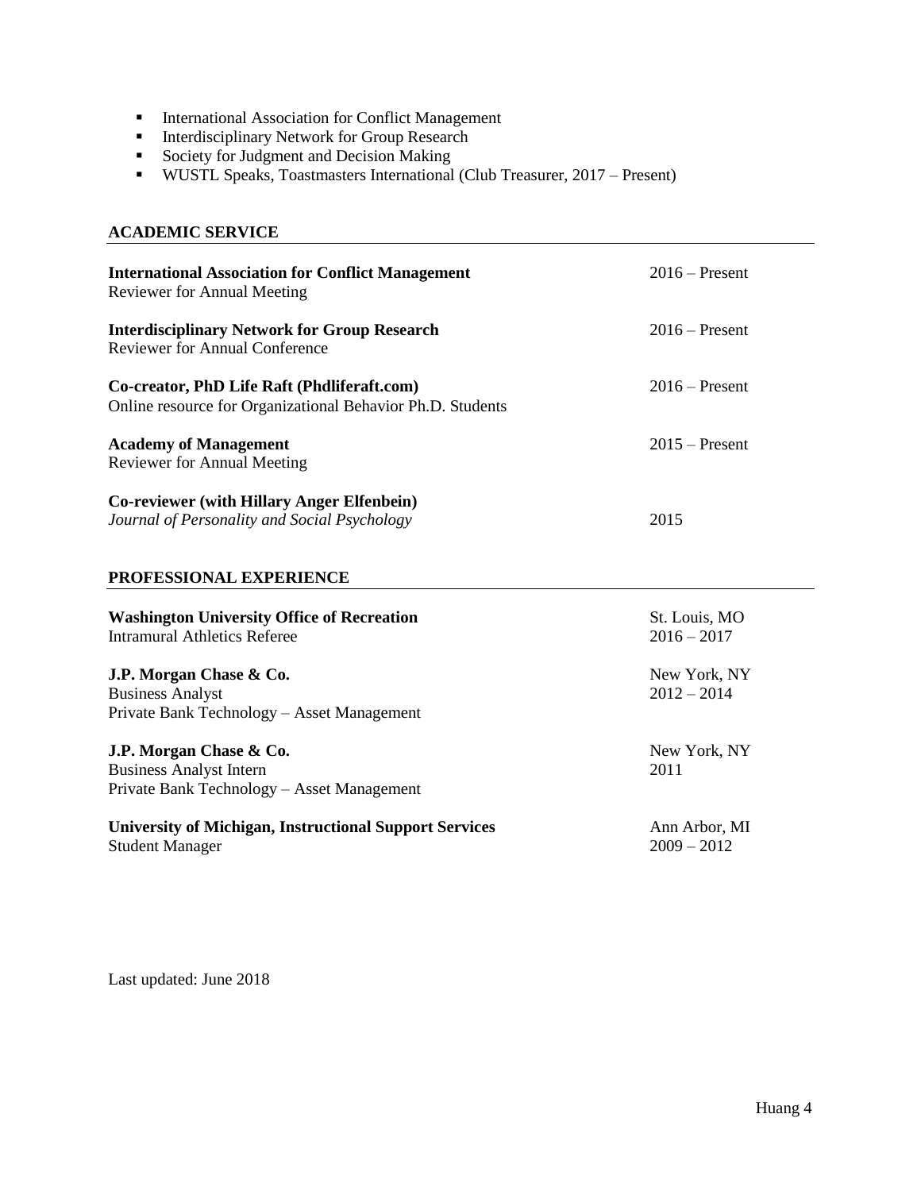- International Association for Conflict Management
- Interdisciplinary Network for Group Research
- Society for Judgment and Decision Making
- WUSTL Speaks, Toastmasters International (Club Treasurer, 2017 – Present)

## ACADEMIC SERVICE

**International Association for Conflict Management** — 2016 – Present
Reviewer for Annual Meeting

**Interdisciplinary Network for Group Research** — 2016 – Present
Reviewer for Annual Conference

**Co-creator, PhD Life Raft (Phdliferaft.com)** — 2016 – Present
Online resource for Organizational Behavior Ph.D. Students

**Academy of Management** — 2015 – Present
Reviewer for Annual Meeting

**Co-reviewer (with Hillary Anger Elfenbein)**
*Journal of Personality and Social Psychology* — 2015

## PROFESSIONAL EXPERIENCE

**Washington University Office of Recreation** — St. Louis, MO
Intramural Athletics Referee — 2016 – 2017

**J.P. Morgan Chase & Co.** — New York, NY
Business Analyst — 2012 – 2014
Private Bank Technology – Asset Management

**J.P. Morgan Chase & Co.** — New York, NY
Business Analyst Intern — 2011
Private Bank Technology – Asset Management

**University of Michigan, Instructional Support Services** — Ann Arbor, MI
Student Manager — 2009 – 2012

Last updated: June 2018